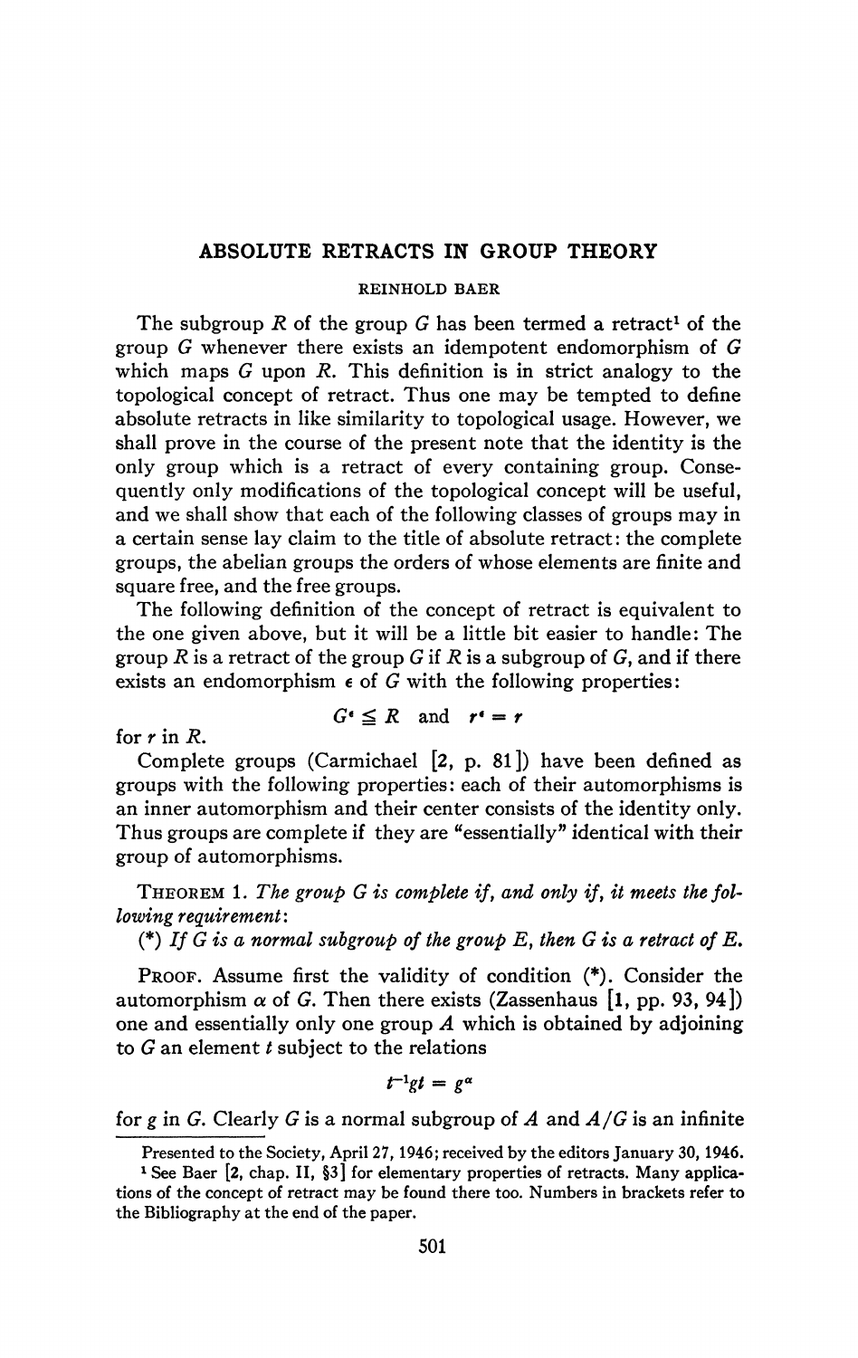# ABSOLUTE RETRACTS IN GROUP THEORY

REINHOLD BAER

The subgroup $R$ of the group $G$ has been termed a retract[1] of the group $G$ whenever there exists an idempotent endomorphism of $G$ which maps $G$ upon $R$. This definition is in strict analogy to the topological concept of retract. Thus one may be tempted to define absolute retracts in like similarity to topological usage. However, we shall prove in the course of the present note that the identity is the only group which is a retract of every containing group. Consequently only modifications of the topological concept will be useful, and we shall show that each of the following classes of groups may in a certain sense lay claim to the title of absolute retract: the complete groups, the abelian groups the orders of whose elements are finite and square free, and the free groups.

The following definition of the concept of retract is equivalent to the one given above, but it will be a little bit easier to handle: The group $R$ is a retract of the group $G$ if $R$ is a subgroup of $G$, and if there exists an endomorphism $\epsilon$ of $G$ with the following properties:

$$G^\epsilon \leq R \quad \text{and} \quad r^\epsilon = r$$

for $r$ in $R$.

Complete groups (Carmichael [2, p. 81]) have been defined as groups with the following properties: each of their automorphisms is an inner automorphism and their center consists of the identity only. Thus groups are complete if they are "essentially" identical with their group of automorphisms.

THEOREM 1. *The group $G$ is complete if, and only if, it meets the following requirement:*

(*) *If $G$ is a normal subgroup of the group $E$, then $G$ is a retract of $E$.*

PROOF. Assume first the validity of condition (*). Consider the automorphism $\alpha$ of $G$. Then there exists (Zassenhaus [1, pp. 93, 94]) one and essentially only one group $A$ which is obtained by adjoining to $G$ an element $t$ subject to the relations

$$t^{-1}gt = g^\alpha$$

for $g$ in $G$. Clearly $G$ is a normal subgroup of $A$ and $A/G$ is an infinite

Presented to the Society, April 27, 1946; received by the editors January 30, 1946.

[1] See Baer [2, chap. II, §3] for elementary properties of retracts. Many applications of the concept of retract may be found there too. Numbers in brackets refer to the Bibliography at the end of the paper.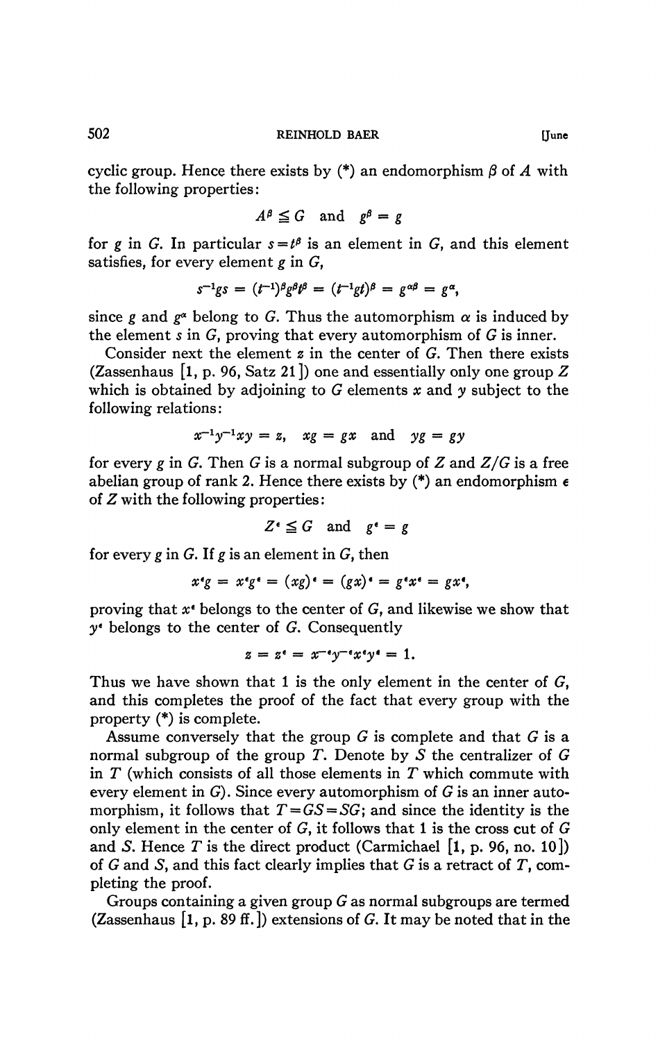cyclic group. Hence there exists by (*) an endomorphism $\beta$ of $A$ with the following properties:

$$A^\beta \leqq G \quad \text{and} \quad g^\beta = g$$

for $g$ in $G$. In particular $s = t^\beta$ is an element in $G$, and this element satisfies, for every element $g$ in $G$,

$$s^{-1}gs = (t^{-1})^\beta g^\beta t^\beta = (t^{-1}gt)^\beta = g^{\alpha\beta} = g^\alpha,$$

since $g$ and $g^\alpha$ belong to $G$. Thus the automorphism $\alpha$ is induced by the element $s$ in $G$, proving that every automorphism of $G$ is inner.

Consider next the element $z$ in the center of $G$. Then there exists (Zassenhaus [1, p. 96, Satz 21]) one and essentially only one group $Z$ which is obtained by adjoining to $G$ elements $x$ and $y$ subject to the following relations:

$$x^{-1}y^{-1}xy = z, \quad xg = gx \quad \text{and} \quad yg = gy$$

for every $g$ in $G$. Then $G$ is a normal subgroup of $Z$ and $Z/G$ is a free abelian group of rank 2. Hence there exists by (*) an endomorphism $\epsilon$ of $Z$ with the following properties:

$$Z^\epsilon \leqq G \quad \text{and} \quad g^\epsilon = g$$

for every $g$ in $G$. If $g$ is an element in $G$, then

$$x^\epsilon g = x^\epsilon g^\epsilon = (xg)^\epsilon = (gx)^\epsilon = g^\epsilon x^\epsilon = gx^\epsilon,$$

proving that $x^\epsilon$ belongs to the center of $G$, and likewise we show that $y^\epsilon$ belongs to the center of $G$. Consequently

$$z = z^\epsilon = x^{-\epsilon}y^{-\epsilon}x^\epsilon y^\epsilon = 1.$$

Thus we have shown that 1 is the only element in the center of $G$, and this completes the proof of the fact that every group with the property (*) is complete.

Assume conversely that the group $G$ is complete and that $G$ is a normal subgroup of the group $T$. Denote by $S$ the centralizer of $G$ in $T$ (which consists of all those elements in $T$ which commute with every element in $G$). Since every automorphism of $G$ is an inner automorphism, it follows that $T = GS = SG$; and since the identity is the only element in the center of $G$, it follows that 1 is the cross cut of $G$ and $S$. Hence $T$ is the direct product (Carmichael [1, p. 96, no. 10]) of $G$ and $S$, and this fact clearly implies that $G$ is a retract of $T$, completing the proof.

Groups containing a given group $G$ as normal subgroups are termed (Zassenhaus [1, p. 89 ff.]) extensions of $G$. It may be noted that in the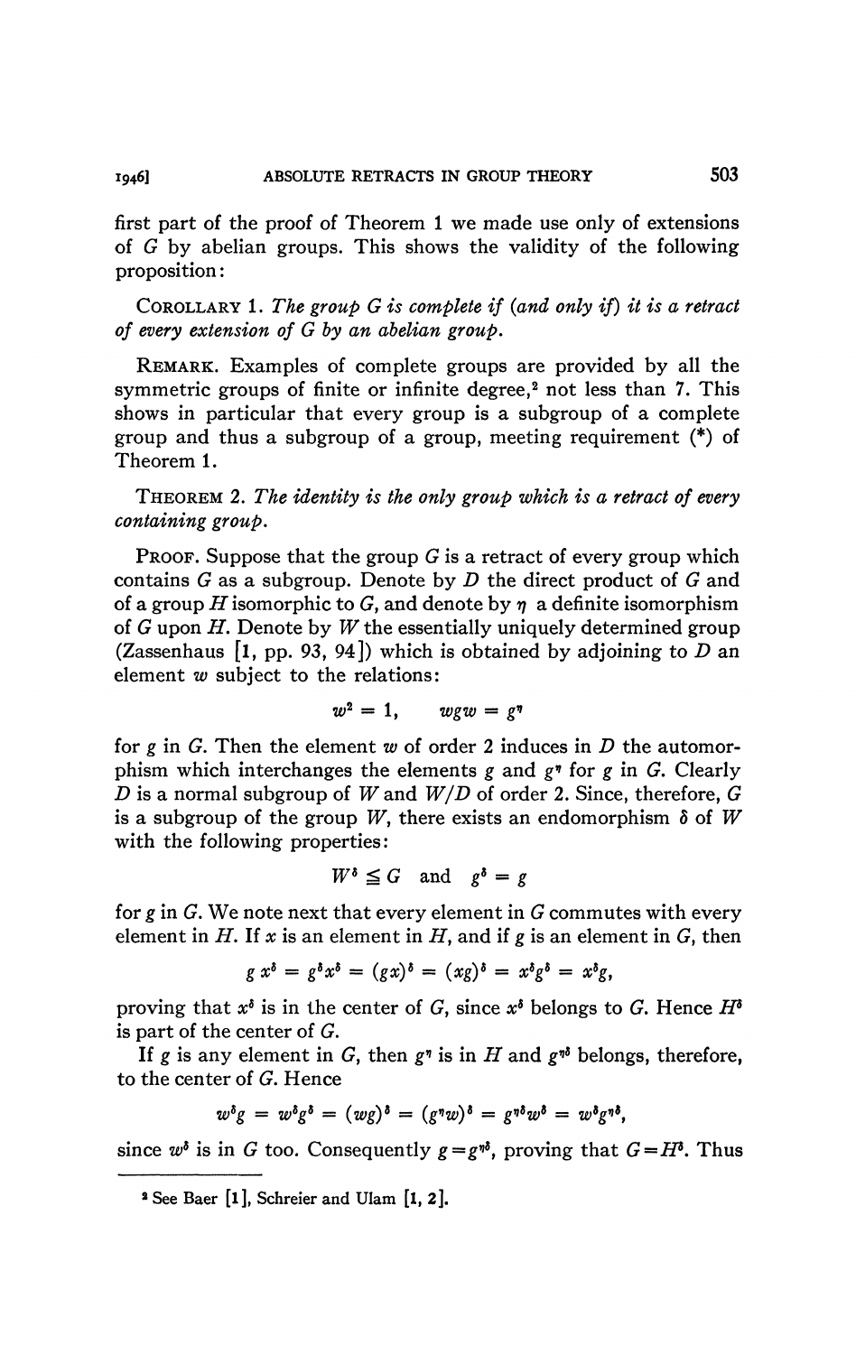first part of the proof of Theorem 1 we made use only of extensions of $G$ by abelian groups. This shows the validity of the following proposition:

COROLLARY 1. *The group $G$ is complete if (and only if) it is a retract of every extension of $G$ by an abelian group.*

REMARK. Examples of complete groups are provided by all the symmetric groups of finite or infinite degree,[2] not less than 7. This shows in particular that every group is a subgroup of a complete group and thus a subgroup of a group, meeting requirement (*) of Theorem 1.

THEOREM 2. *The identity is the only group which is a retract of every containing group.*

PROOF. Suppose that the group $G$ is a retract of every group which contains $G$ as a subgroup. Denote by $D$ the direct product of $G$ and of a group $H$ isomorphic to $G$, and denote by $\eta$ a definite isomorphism of $G$ upon $H$. Denote by $W$ the essentially uniquely determined group (Zassenhaus [1, pp. 93, 94]) which is obtained by adjoining to $D$ an element $w$ subject to the relations:

$$w^2 = 1, \qquad wgw = g^\eta$$

for $g$ in $G$. Then the element $w$ of order 2 induces in $D$ the automorphism which interchanges the elements $g$ and $g^\eta$ for $g$ in $G$. Clearly $D$ is a normal subgroup of $W$ and $W/D$ of order 2. Since, therefore, $G$ is a subgroup of the group $W$, there exists an endomorphism $\delta$ of $W$ with the following properties:

$$W^\delta \leqq G \quad \text{and} \quad g^\delta = g$$

for $g$ in $G$. We note next that every element in $G$ commutes with every element in $H$. If $x$ is an element in $H$, and if $g$ is an element in $G$, then

$$g\, x^\delta = g^\delta x^\delta = (gx)^\delta = (xg)^\delta = x^\delta g^\delta = x^\delta g,$$

proving that $x^\delta$ is in the center of $G$, since $x^\delta$ belongs to $G$. Hence $H^\delta$ is part of the center of $G$.

If $g$ is any element in $G$, then $g^\eta$ is in $H$ and $g^{\eta\delta}$ belongs, therefore, to the center of $G$. Hence

$$w^\delta g = w^\delta g^\delta = (wg)^\delta = (g^\eta w)^\delta = g^{\eta\delta} w^\delta = w^\delta g^{\eta\delta},$$

since $w^\delta$ is in $G$ too. Consequently $g = g^{\eta\delta}$, proving that $G = H^\delta$. Thus

[2] See Baer [1], Schreier and Ulam [1, 2].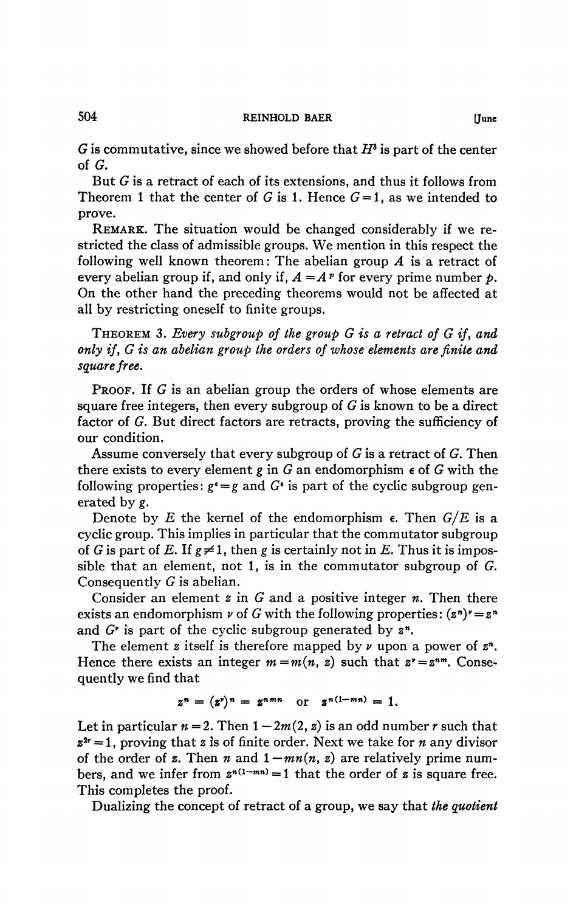$G$ is commutative, since we showed before that $H^\delta$ is part of the center of $G$.

But $G$ is a retract of each of its extensions, and thus it follows from Theorem 1 that the center of $G$ is 1. Hence $G=1$, as we intended to prove.

REMARK. The situation would be changed considerably if we restricted the class of admissible groups. We mention in this respect the following well known theorem: The abelian group $A$ is a retract of every abelian group if, and only if, $A = A^p$ for every prime number $p$. On the other hand the preceding theorems would not be affected at all by restricting oneself to finite groups.

THEOREM 3. *Every subgroup of the group $G$ is a retract of $G$ if, and only if, $G$ is an abelian group the orders of whose elements are finite and square free.*

PROOF. If $G$ is an abelian group the orders of whose elements are square free integers, then every subgroup of $G$ is known to be a direct factor of $G$. But direct factors are retracts, proving the sufficiency of our condition.

Assume conversely that every subgroup of $G$ is a retract of $G$. Then there exists to every element $g$ in $G$ an endomorphism $\epsilon$ of $G$ with the following properties: $g^\epsilon = g$ and $G^\epsilon$ is part of the cyclic subgroup generated by $g$.

Denote by $E$ the kernel of the endomorphism $\epsilon$. Then $G/E$ is a cyclic group. This implies in particular that the commutator subgroup of $G$ is part of $E$. If $g \neq 1$, then $g$ is certainly not in $E$. Thus it is impossible that an element, not 1, is in the commutator subgroup of $G$. Consequently $G$ is abelian.

Consider an element $z$ in $G$ and a positive integer $n$. Then there exists an endomorphism $\nu$ of $G$ with the following properties: $(z^n)^\nu = z^n$ and $G^\nu$ is part of the cyclic subgroup generated by $z^n$.

The element $z$ itself is therefore mapped by $\nu$ upon a power of $z^n$. Hence there exists an integer $m = m(n, z)$ such that $z^\nu = z^{nm}$. Consequently we find that

$$z^n = (z^\nu)^n = z^{nmn} \quad \text{or} \quad z^{n(1-mn)} = 1.$$

Let in particular $n=2$. Then $1-2m(2, z)$ is an odd number $r$ such that $z^{2r}=1$, proving that $z$ is of finite order. Next we take for $n$ any divisor of the order of $z$. Then $n$ and $1-mn(n, z)$ are relatively prime numbers, and we infer from $z^{n(1-mn)}=1$ that the order of $z$ is square free. This completes the proof.

Dualizing the concept of retract of a group, we say that *the quotient*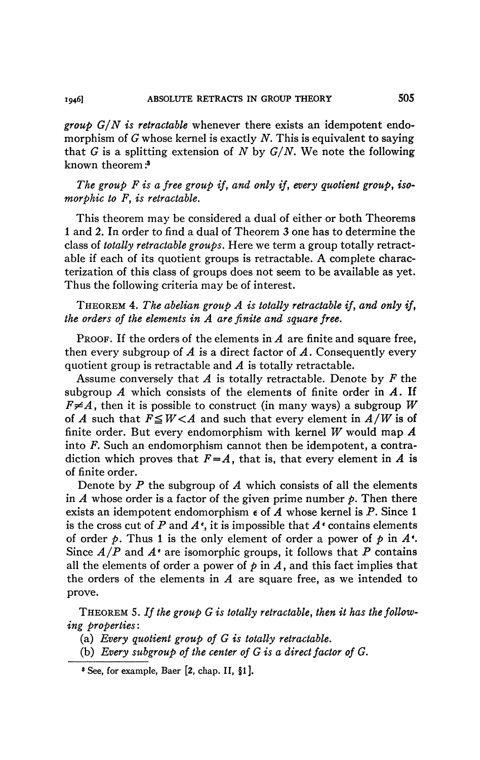*group $G/N$ is retractable* whenever there exists an idempotent endomorphism of $G$ whose kernel is exactly $N$. This is equivalent to saying that $G$ is a splitting extension of $N$ by $G/N$. We note the following known theorem:[3]

*The group $F$ is a free group if, and only if, every quotient group, isomorphic to $F$, is retractable.*

This theorem may be considered a dual of either or both Theorems 1 and 2. In order to find a dual of Theorem 3 one has to determine the class of *totally retractable groups*. Here we term a group totally retractable if each of its quotient groups is retractable. A complete characterization of this class of groups does not seem to be available as yet. Thus the following criteria may be of interest.

THEOREM 4. *The abelian group $A$ is totally retractable if, and only if, the orders of the elements in $A$ are finite and square free.*

PROOF. If the orders of the elements in $A$ are finite and square free, then every subgroup of $A$ is a direct factor of $A$. Consequently every quotient group is retractable and $A$ is totally retractable.

Assume conversely that $A$ is totally retractable. Denote by $F$ the subgroup $A$ which consists of the elements of finite order in $A$. If $F \neq A$, then it is possible to construct (in many ways) a subgroup $W$ of $A$ such that $F \leqq W < A$ and such that every element in $A/W$ is of finite order. But every endomorphism with kernel $W$ would map $A$ into $F$. Such an endomorphism cannot then be idempotent, a contradiction which proves that $F = A$, that is, that every element in $A$ is of finite order.

Denote by $P$ the subgroup of $A$ which consists of all the elements in $A$ whose order is a factor of the given prime number $p$. Then there exists an idempotent endomorphism $\epsilon$ of $A$ whose kernel is $P$. Since 1 is the cross cut of $P$ and $A^{\epsilon}$, it is impossible that $A^{\epsilon}$ contains elements of order $p$. Thus 1 is the only element of order a power of $p$ in $A^{\epsilon}$. Since $A/P$ and $A^{\epsilon}$ are isomorphic groups, it follows that $P$ contains all the elements of order a power of $p$ in $A$, and this fact implies that the orders of the elements in $A$ are square free, as we intended to prove.

THEOREM 5. *If the group $G$ is totally retractable, then it has the following properties*:

(a) *Every quotient group of $G$ is totally retractable.*

(b) *Every subgroup of the center of $G$ is a direct factor of $G$.*

---

[3] See, for example, Baer [2, chap. II, §1].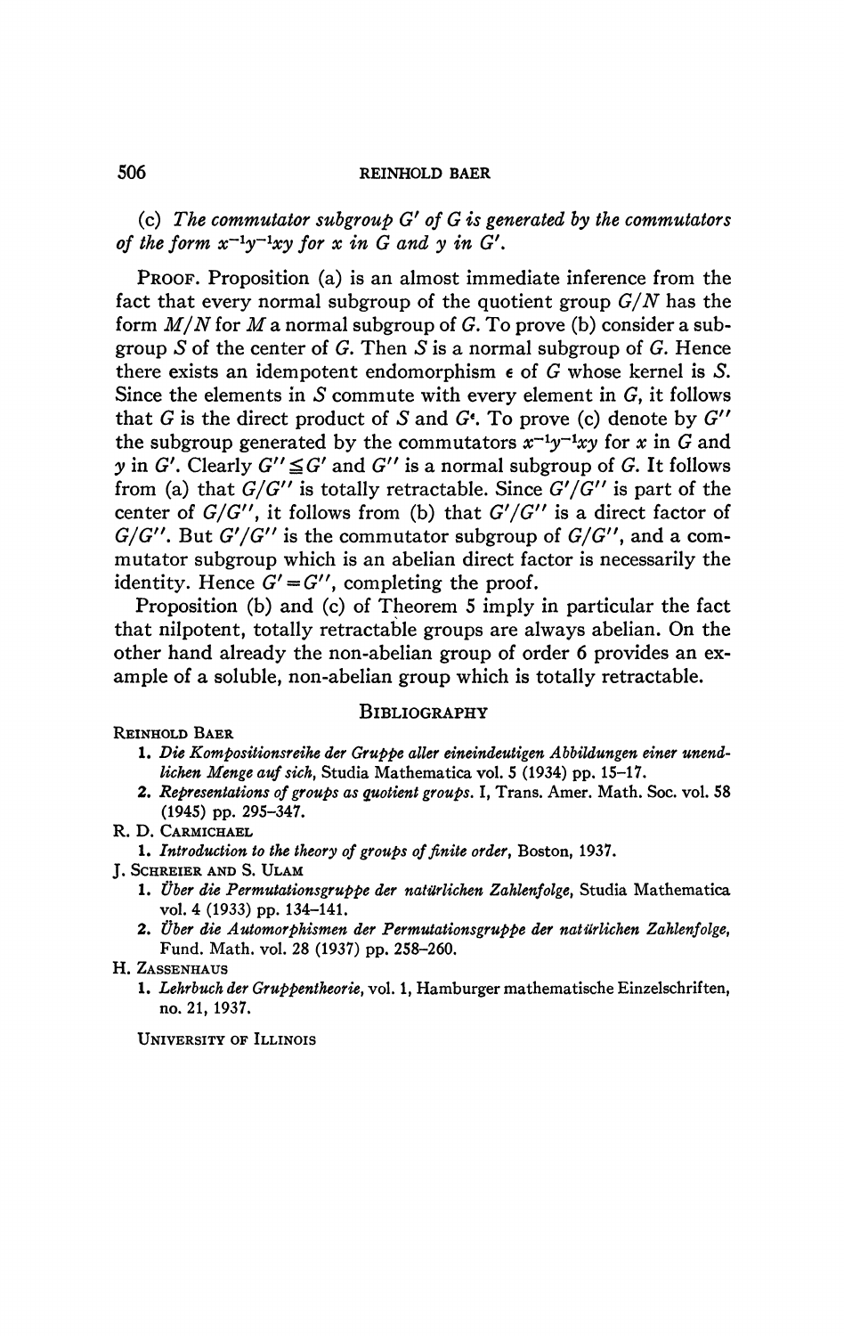(c) *The commutator subgroup $G'$ of $G$ is generated by the commutators of the form $x^{-1}y^{-1}xy$ for $x$ in $G$ and $y$ in $G'$.*

PROOF. Proposition (a) is an almost immediate inference from the fact that every normal subgroup of the quotient group $G/N$ has the form $M/N$ for $M$ a normal subgroup of $G$. To prove (b) consider a subgroup $S$ of the center of $G$. Then $S$ is a normal subgroup of $G$. Hence there exists an idempotent endomorphism $\epsilon$ of $G$ whose kernel is $S$. Since the elements in $S$ commute with every element in $G$, it follows that $G$ is the direct product of $S$ and $G^{\epsilon}$. To prove (c) denote by $G''$ the subgroup generated by the commutators $x^{-1}y^{-1}xy$ for $x$ in $G$ and $y$ in $G'$. Clearly $G'' \leqq G'$ and $G''$ is a normal subgroup of $G$. It follows from (a) that $G/G''$ is totally retractable. Since $G'/G''$ is part of the center of $G/G''$, it follows from (b) that $G'/G''$ is a direct factor of $G/G''$. But $G'/G''$ is the commutator subgroup of $G/G''$, and a commutator subgroup which is an abelian direct factor is necessarily the identity. Hence $G' = G''$, completing the proof.

Proposition (b) and (c) of Theorem 5 imply in particular the fact that nilpotent, totally retractable groups are always abelian. On the other hand already the non-abelian group of order 6 provides an example of a soluble, non-abelian group which is totally retractable.

## BIBLIOGRAPHY

REINHOLD BAER

1. *Die Kompositionsreihe der Gruppe aller eineindeutigen Abbildungen einer unendlichen Menge auf sich*, Studia Mathematica vol. 5 (1934) pp. 15–17.
2. *Representations of groups as quotient groups*. I, Trans. Amer. Math. Soc. vol. 58 (1945) pp. 295–347.

R. D. CARMICHAEL

1. *Introduction to the theory of groups of finite order*, Boston, 1937.

J. SCHREIER AND S. ULAM

1. *Über die Permutationsgruppe der natürlichen Zahlenfolge*, Studia Mathematica vol. 4 (1933) pp. 134–141.
2. *Über die Automorphismen der Permutationsgruppe der natürlichen Zahlenfolge*, Fund. Math. vol. 28 (1937) pp. 258–260.

H. ZASSENHAUS

1. *Lehrbuch der Gruppentheorie*, vol. 1, Hamburger mathematische Einzelschriften, no. 21, 1937.

UNIVERSITY OF ILLINOIS